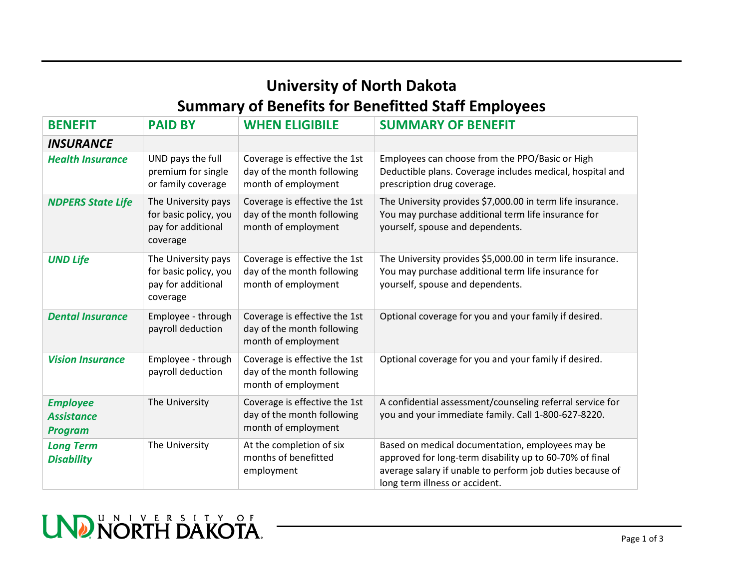# University of North Dakota
## Summary of Benefits for Benefitted Staff Employees

| BENEFIT | PAID BY | WHEN ELIGIBILE | SUMMARY OF BENEFIT |
|---|---|---|---|
| ***INSURANCE*** | | | |
| ***Health Insurance*** | UND pays the full premium for single or family coverage | Coverage is effective the 1st day of the month following month of employment | Employees can choose from the PPO/Basic or High Deductible plans. Coverage includes medical, hospital and prescription drug coverage. |
| ***NDPERS State Life*** | The University pays for basic policy, you pay for additional coverage | Coverage is effective the 1st day of the month following month of employment | The University provides $7,000.00 in term life insurance. You may purchase additional term life insurance for yourself, spouse and dependents. |
| ***UND Life*** | The University pays for basic policy, you pay for additional coverage | Coverage is effective the 1st day of the month following month of employment | The University provides $5,000.00 in term life insurance. You may purchase additional term life insurance for yourself, spouse and dependents. |
| ***Dental Insurance*** | Employee - through payroll deduction | Coverage is effective the 1st day of the month following month of employment | Optional coverage for you and your family if desired. |
| ***Vision Insurance*** | Employee - through payroll deduction | Coverage is effective the 1st day of the month following month of employment | Optional coverage for you and your family if desired. |
| ***Employee Assistance Program*** | The University | Coverage is effective the 1st day of the month following month of employment | A confidential assessment/counseling referral service for you and your immediate family. Call 1-800-627-8220. |
| ***Long Term Disability*** | The University | At the completion of six months of benefitted employment | Based on medical documentation, employees may be approved for long-term disability up to 60-70% of final average salary if unable to perform job duties because of long term illness or accident. |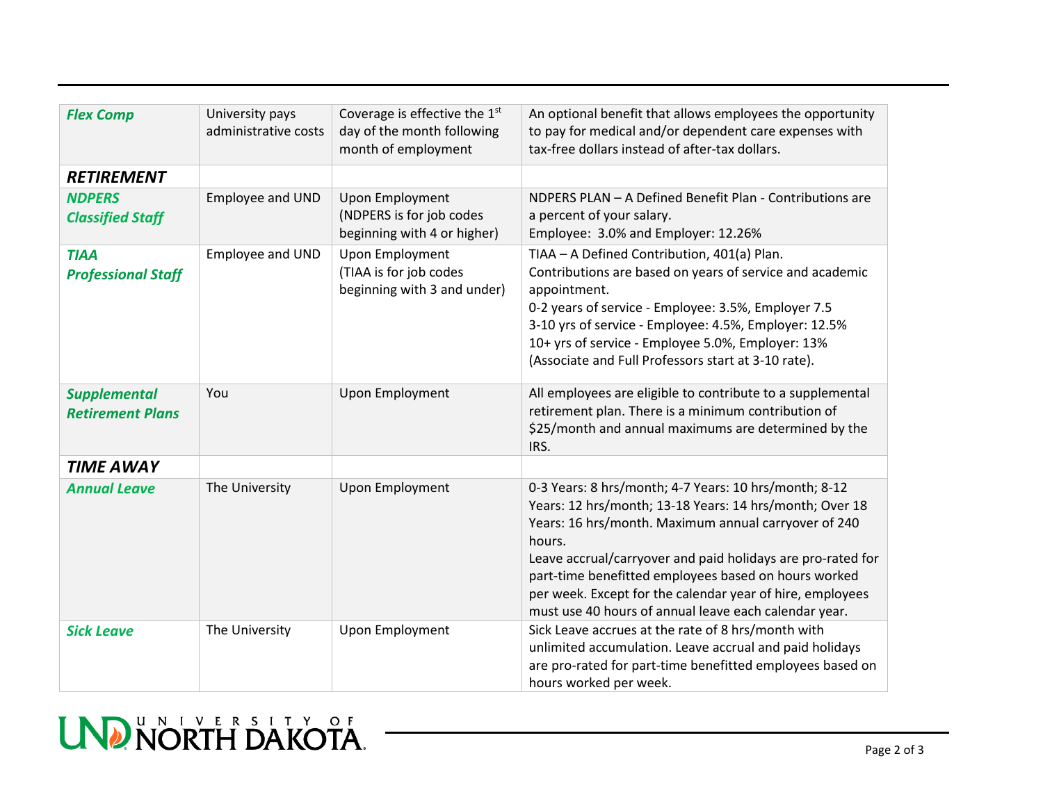| | | | |
|---|---|---|---|
| ***Flex Comp*** | University pays administrative costs | Coverage is effective the 1st day of the month following month of employment | An optional benefit that allows employees the opportunity to pay for medical and/or dependent care expenses with tax-free dollars instead of after-tax dollars. |
| ***RETIREMENT*** | | | |
| ***NDPERS Classified Staff*** | Employee and UND | Upon Employment (NDPERS is for job codes beginning with 4 or higher) | NDPERS PLAN – A Defined Benefit Plan - Contributions are a percent of your salary.<br>Employee: 3.0% and Employer: 12.26% |
| ***TIAA Professional Staff*** | Employee and UND | Upon Employment (TIAA is for job codes beginning with 3 and under) | TIAA – A Defined Contribution, 401(a) Plan.<br>Contributions are based on years of service and academic appointment.<br>0-2 years of service - Employee: 3.5%, Employer 7.5<br>3-10 yrs of service - Employee: 4.5%, Employer: 12.5%<br>10+ yrs of service - Employee 5.0%, Employer: 13%<br>(Associate and Full Professors start at 3-10 rate). |
| ***Supplemental Retirement Plans*** | You | Upon Employment | All employees are eligible to contribute to a supplemental retirement plan. There is a minimum contribution of $25/month and annual maximums are determined by the IRS. |
| ***TIME AWAY*** | | | |
| ***Annual Leave*** | The University | Upon Employment | 0-3 Years: 8 hrs/month; 4-7 Years: 10 hrs/month; 8-12 Years: 12 hrs/month; 13-18 Years: 14 hrs/month; Over 18 Years: 16 hrs/month. Maximum annual carryover of 240 hours.<br>Leave accrual/carryover and paid holidays are pro-rated for part-time benefitted employees based on hours worked per week. Except for the calendar year of hire, employees must use 40 hours of annual leave each calendar year. |
| ***Sick Leave*** | The University | Upon Employment | Sick Leave accrues at the rate of 8 hrs/month with unlimited accumulation. Leave accrual and paid holidays are pro-rated for part-time benefitted employees based on hours worked per week. |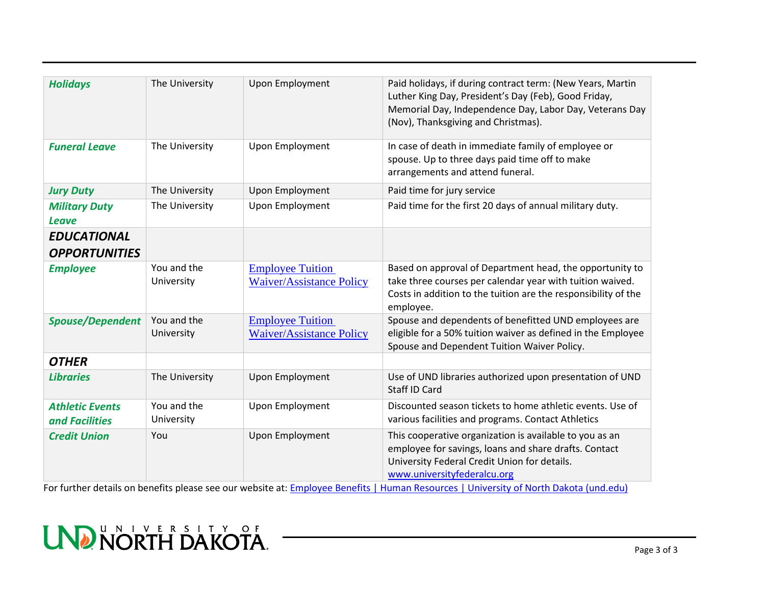| | | | |
|---|---|---|---|
| ***Holidays*** | The University | Upon Employment | Paid holidays, if during contract term: (New Years, Martin Luther King Day, President's Day (Feb), Good Friday, Memorial Day, Independence Day, Labor Day, Veterans Day (Nov), Thanksgiving and Christmas). |
| ***Funeral Leave*** | The University | Upon Employment | In case of death in immediate family of employee or spouse. Up to three days paid time off to make arrangements and attend funeral. |
| ***Jury Duty*** | The University | Upon Employment | Paid time for jury service |
| ***Military Duty Leave*** | The University | Upon Employment | Paid time for the first 20 days of annual military duty. |
| ***EDUCATIONAL OPPORTUNITIES*** | | | |
| ***Employee*** | You and the University | Employee Tuition Waiver/Assistance Policy | Based on approval of Department head, the opportunity to take three courses per calendar year with tuition waived. Costs in addition to the tuition are the responsibility of the employee. |
| ***Spouse/Dependent*** | You and the University | Employee Tuition Waiver/Assistance Policy | Spouse and dependents of benefitted UND employees are eligible for a 50% tuition waiver as defined in the Employee Spouse and Dependent Tuition Waiver Policy. |
| ***OTHER*** | | | |
| ***Libraries*** | The University | Upon Employment | Use of UND libraries authorized upon presentation of UND Staff ID Card |
| ***Athletic Events and Facilities*** | You and the University | Upon Employment | Discounted season tickets to home athletic events. Use of various facilities and programs. Contact Athletics |
| ***Credit Union*** | You | Upon Employment | This cooperative organization is available to you as an employee for savings, loans and share drafts. Contact University Federal Credit Union for details. www.universityfederalcu.org |

For further details on benefits please see our website at: Employee Benefits | Human Resources | University of North Dakota (und.edu)